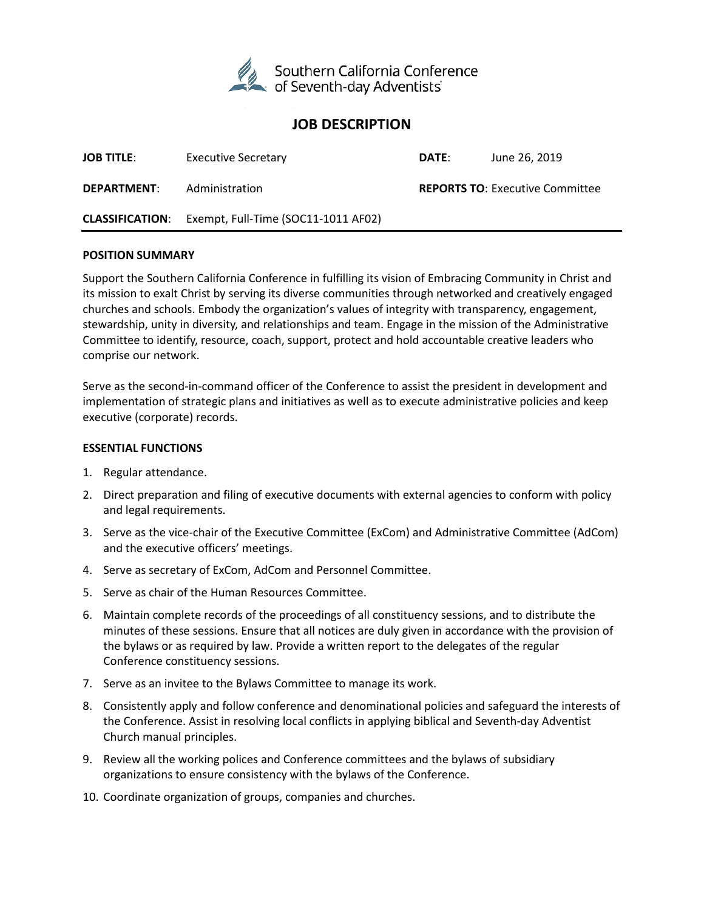Southern California Conference of Seventh-day Adventists

# JOB DESCRIPTION

**JOB TITLE**: Executive Secretary

**DATE**: June 26, 2019

**DEPARTMENT**: Administration

**REPORTS TO**: Executive Committee

**CLASSIFICATION**: Exempt, Full-Time (SOC11-1011 AF02)

## POSITION SUMMARY

Support the Southern California Conference in fulfilling its vision of Embracing Community in Christ and its mission to exalt Christ by serving its diverse communities through networked and creatively engaged churches and schools. Embody the organization's values of integrity with transparency, engagement, stewardship, unity in diversity, and relationships and team. Engage in the mission of the Administrative Committee to identify, resource, coach, support, protect and hold accountable creative leaders who comprise our network.

Serve as the second-in-command officer of the Conference to assist the president in development and implementation of strategic plans and initiatives as well as to execute administrative policies and keep executive (corporate) records.

## ESSENTIAL FUNCTIONS

1. Regular attendance.
2. Direct preparation and filing of executive documents with external agencies to conform with policy and legal requirements.
3. Serve as the vice-chair of the Executive Committee (ExCom) and Administrative Committee (AdCom) and the executive officers' meetings.
4. Serve as secretary of ExCom, AdCom and Personnel Committee.
5. Serve as chair of the Human Resources Committee.
6. Maintain complete records of the proceedings of all constituency sessions, and to distribute the minutes of these sessions. Ensure that all notices are duly given in accordance with the provision of the bylaws or as required by law. Provide a written report to the delegates of the regular Conference constituency sessions.
7. Serve as an invitee to the Bylaws Committee to manage its work.
8. Consistently apply and follow conference and denominational policies and safeguard the interests of the Conference. Assist in resolving local conflicts in applying biblical and Seventh-day Adventist Church manual principles.
9. Review all the working polices and Conference committees and the bylaws of subsidiary organizations to ensure consistency with the bylaws of the Conference.
10. Coordinate organization of groups, companies and churches.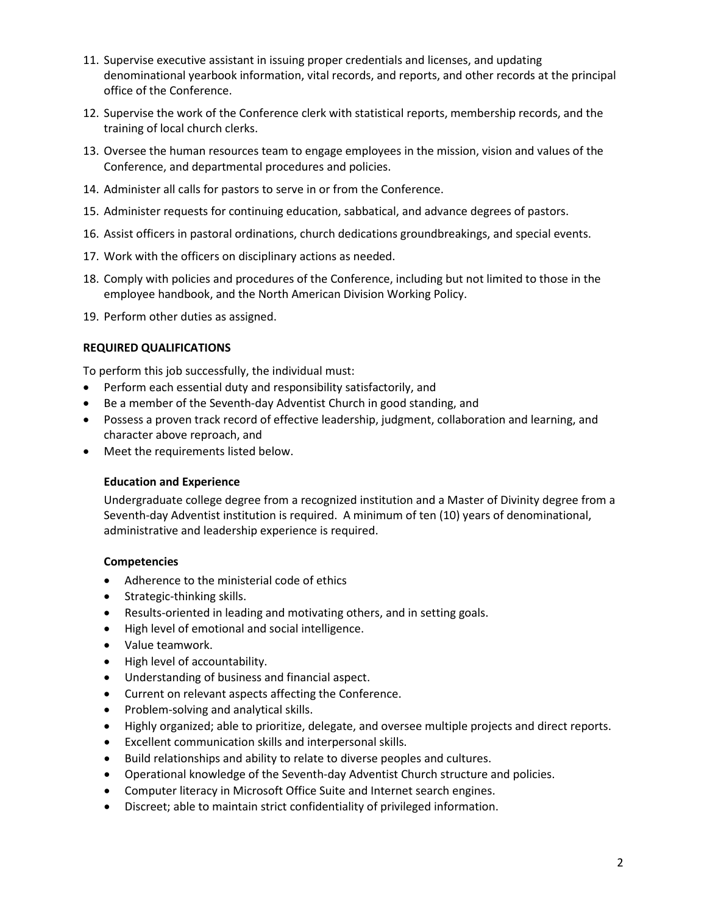11. Supervise executive assistant in issuing proper credentials and licenses, and updating denominational yearbook information, vital records, and reports, and other records at the principal office of the Conference.
12. Supervise the work of the Conference clerk with statistical reports, membership records, and the training of local church clerks.
13. Oversee the human resources team to engage employees in the mission, vision and values of the Conference, and departmental procedures and policies.
14. Administer all calls for pastors to serve in or from the Conference.
15. Administer requests for continuing education, sabbatical, and advance degrees of pastors.
16. Assist officers in pastoral ordinations, church dedications groundbreakings, and special events.
17. Work with the officers on disciplinary actions as needed.
18. Comply with policies and procedures of the Conference, including but not limited to those in the employee handbook, and the North American Division Working Policy.
19. Perform other duties as assigned.

**REQUIRED QUALIFICATIONS**

To perform this job successfully, the individual must:

- Perform each essential duty and responsibility satisfactorily, and
- Be a member of the Seventh-day Adventist Church in good standing, and
- Possess a proven track record of effective leadership, judgment, collaboration and learning, and character above reproach, and
- Meet the requirements listed below.

**Education and Experience**

Undergraduate college degree from a recognized institution and a Master of Divinity degree from a Seventh-day Adventist institution is required. A minimum of ten (10) years of denominational, administrative and leadership experience is required.

**Competencies**

- Adherence to the ministerial code of ethics
- Strategic-thinking skills.
- Results-oriented in leading and motivating others, and in setting goals.
- High level of emotional and social intelligence.
- Value teamwork.
- High level of accountability.
- Understanding of business and financial aspect.
- Current on relevant aspects affecting the Conference.
- Problem-solving and analytical skills.
- Highly organized; able to prioritize, delegate, and oversee multiple projects and direct reports.
- Excellent communication skills and interpersonal skills.
- Build relationships and ability to relate to diverse peoples and cultures.
- Operational knowledge of the Seventh-day Adventist Church structure and policies.
- Computer literacy in Microsoft Office Suite and Internet search engines.
- Discreet; able to maintain strict confidentiality of privileged information.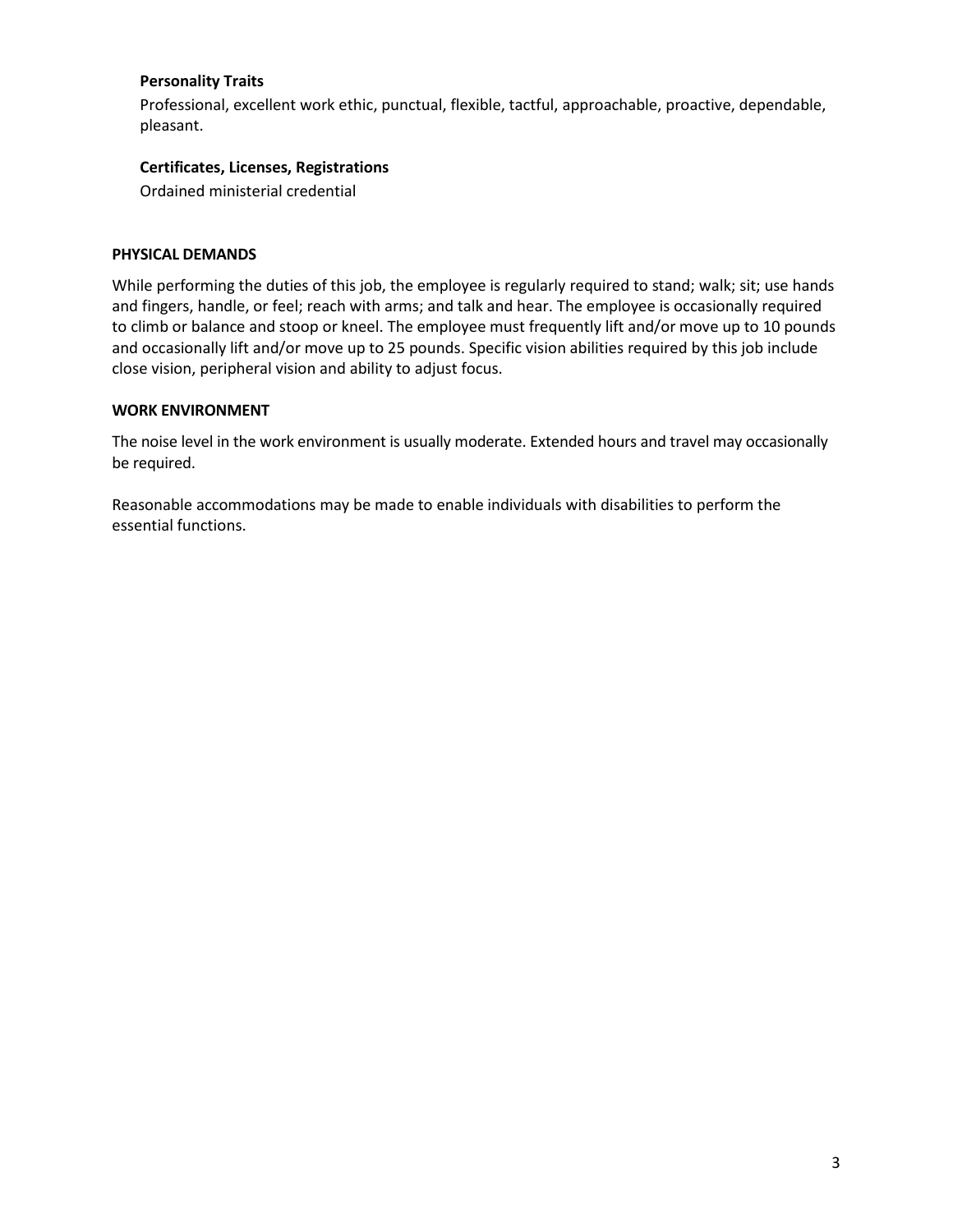**Personality Traits**

Professional, excellent work ethic, punctual, flexible, tactful, approachable, proactive, dependable, pleasant.

**Certificates, Licenses, Registrations**

Ordained ministerial credential

## PHYSICAL DEMANDS

While performing the duties of this job, the employee is regularly required to stand; walk; sit; use hands and fingers, handle, or feel; reach with arms; and talk and hear. The employee is occasionally required to climb or balance and stoop or kneel. The employee must frequently lift and/or move up to 10 pounds and occasionally lift and/or move up to 25 pounds. Specific vision abilities required by this job include close vision, peripheral vision and ability to adjust focus.

## WORK ENVIRONMENT

The noise level in the work environment is usually moderate. Extended hours and travel may occasionally be required.

Reasonable accommodations may be made to enable individuals with disabilities to perform the essential functions.